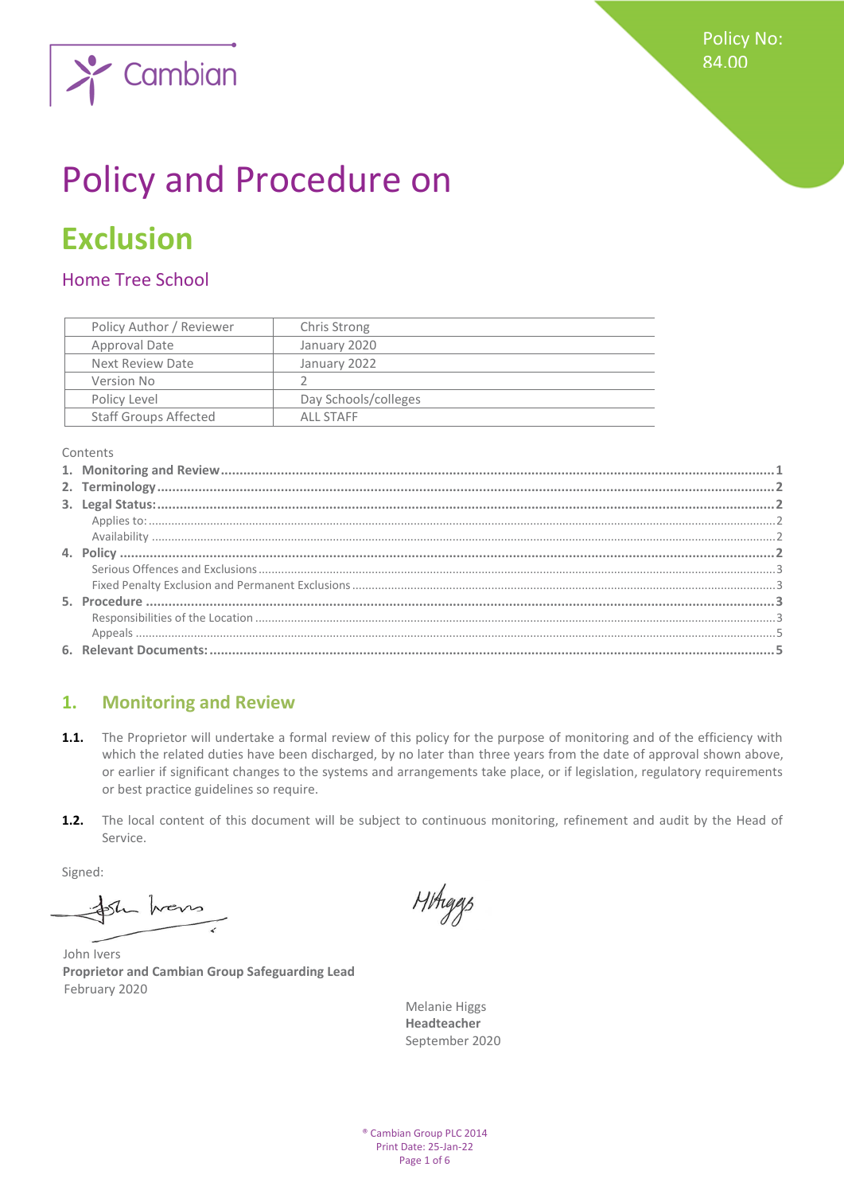Policy No: 84.00

Cambian

# Policy and Procedure on

# Exclusion

## Home Tree School

| Policy Author / Reviewer | Chris Strong |
|---|---|
| Approval Date | January 2020 |
| Next Review Date | January 2022 |
| Version No | 2 |
| Policy Level | Day Schools/colleges |
| Staff Groups Affected | ALL STAFF |

Contents

1. **Monitoring and Review** ..... 1
2. **Terminology** ..... 2
3. **Legal Status:** ..... 2
   - Applies to: ..... 2
   - Availability ..... 2
4. **Policy** ..... 2
   - Serious Offences and Exclusions ..... 3
   - Fixed Penalty Exclusion and Permanent Exclusions ..... 3
5. **Procedure** ..... 3
   - Responsibilities of the Location ..... 3
   - Appeals ..... 5
6. **Relevant Documents:** ..... 5

## 1. Monitoring and Review

**1.1.** The Proprietor will undertake a formal review of this policy for the purpose of monitoring and of the efficiency with which the related duties have been discharged, by no later than three years from the date of approval shown above, or earlier if significant changes to the systems and arrangements take place, or if legislation, regulatory requirements or best practice guidelines so require.

**1.2.** The local content of this document will be subject to continuous monitoring, refinement and audit by the Head of Service.

Signed:

John Ivers
**Proprietor and Cambian Group Safeguarding Lead**
February 2020

Melanie Higgs
**Headteacher**
September 2020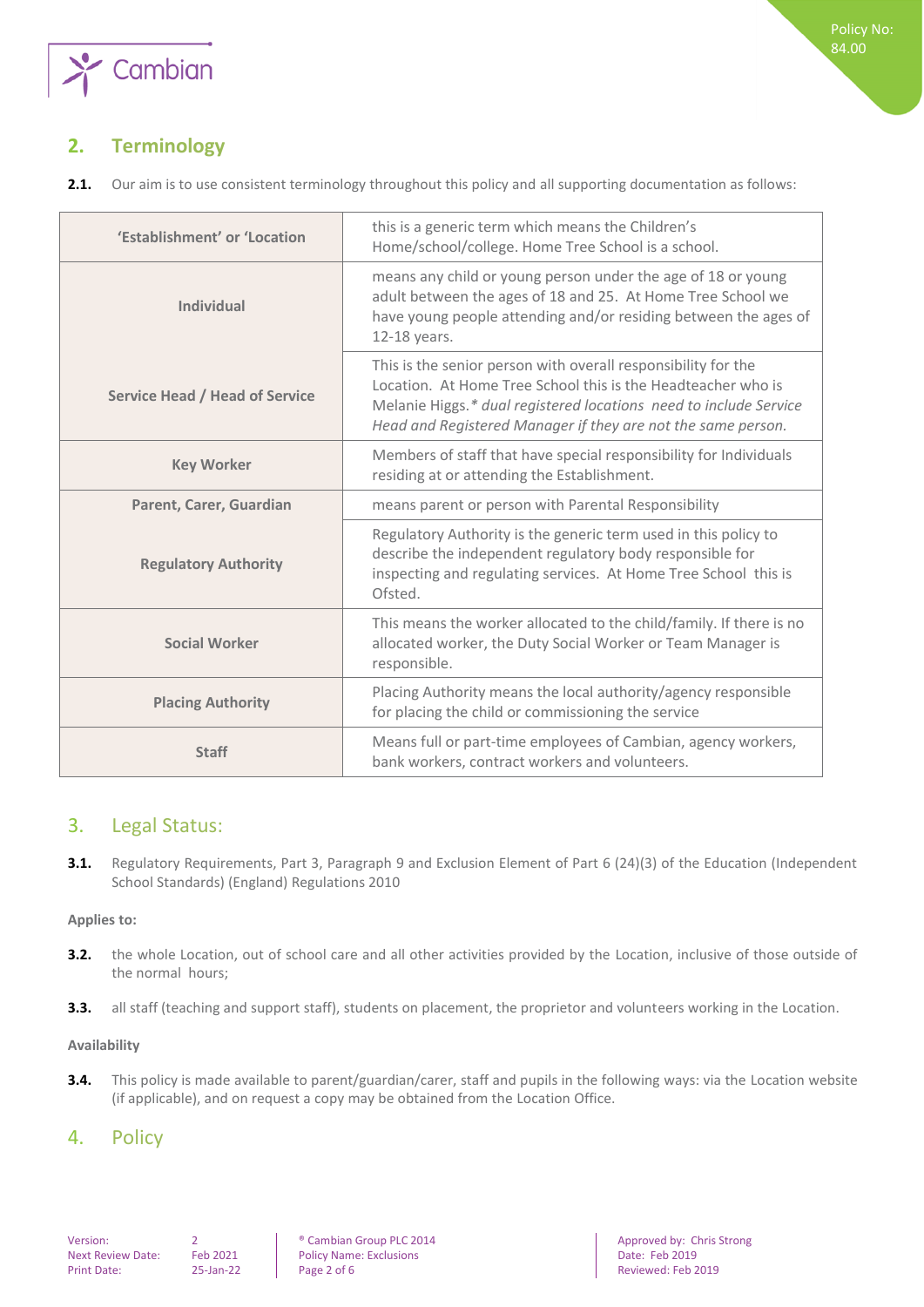## 2. Terminology

**2.1.** Our aim is to use consistent terminology throughout this policy and all supporting documentation as follows:

| | |
|---|---|
| **'Establishment' or 'Location** | this is a generic term which means the Children's Home/school/college. Home Tree School is a school. |
| **Individual** | means any child or young person under the age of 18 or young adult between the ages of 18 and 25. At Home Tree School we have young people attending and/or residing between the ages of 12-18 years. |
| **Service Head / Head of Service** | This is the senior person with overall responsibility for the Location. At Home Tree School this is the Headteacher who is Melanie Higgs.* *dual registered locations need to include Service Head and Registered Manager if they are not the same person.* |
| **Key Worker** | Members of staff that have special responsibility for Individuals residing at or attending the Establishment. |
| **Parent, Carer, Guardian** | means parent or person with Parental Responsibility |
| **Regulatory Authority** | Regulatory Authority is the generic term used in this policy to describe the independent regulatory body responsible for inspecting and regulating services. At Home Tree School this is Ofsted. |
| **Social Worker** | This means the worker allocated to the child/family. If there is no allocated worker, the Duty Social Worker or Team Manager is responsible. |
| **Placing Authority** | Placing Authority means the local authority/agency responsible for placing the child or commissioning the service |
| **Staff** | Means full or part-time employees of Cambian, agency workers, bank workers, contract workers and volunteers. |

## 3. Legal Status:

**3.1.** Regulatory Requirements, Part 3, Paragraph 9 and Exclusion Element of Part 6 (24)(3) of the Education (Independent School Standards) (England) Regulations 2010

**Applies to:**

**3.2.** the whole Location, out of school care and all other activities provided by the Location, inclusive of those outside of the normal hours;

**3.3.** all staff (teaching and support staff), students on placement, the proprietor and volunteers working in the Location.

**Availability**

**3.4.** This policy is made available to parent/guardian/carer, staff and pupils in the following ways: via the Location website (if applicable), and on request a copy may be obtained from the Location Office.

## 4. Policy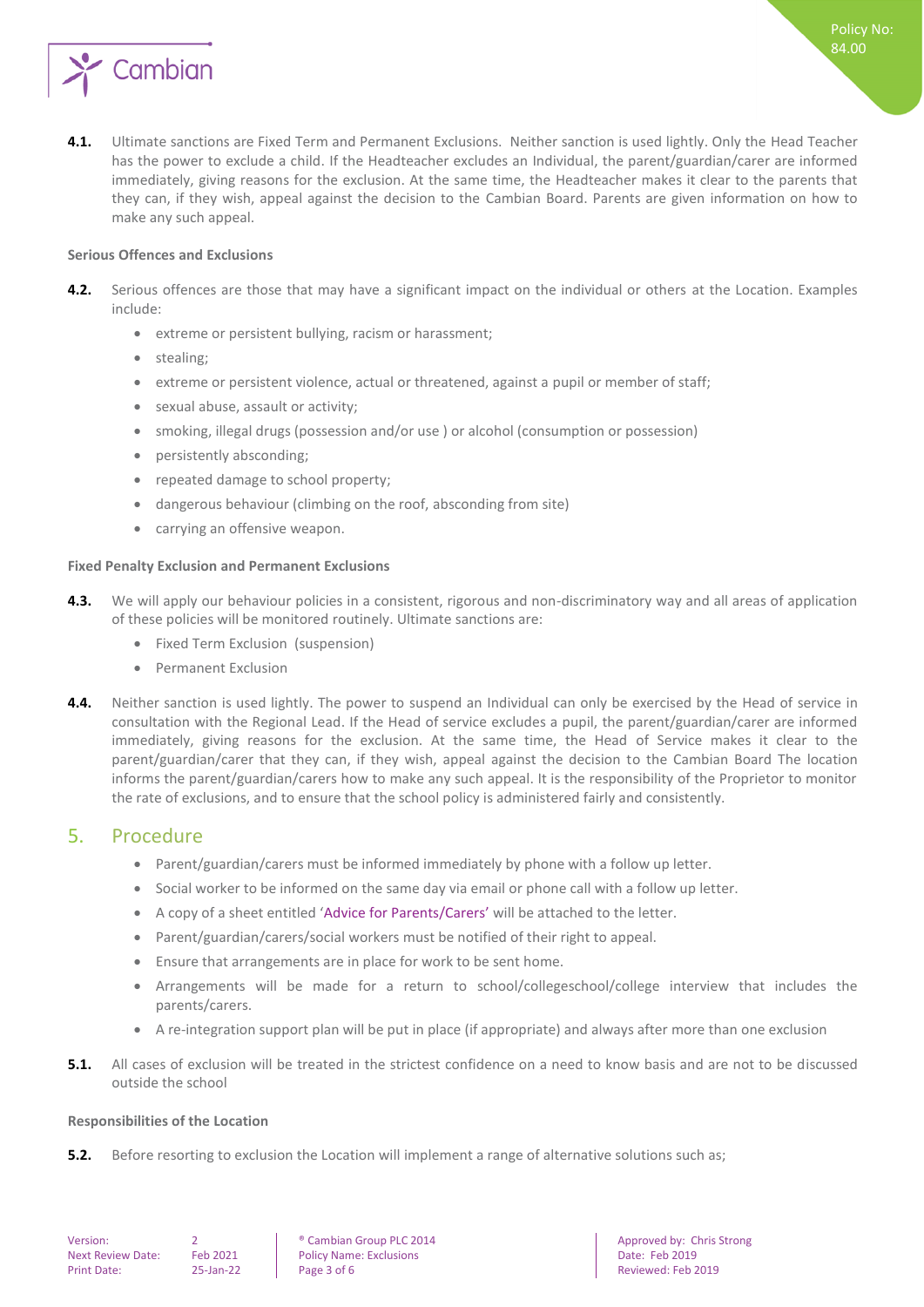**4.1.** Ultimate sanctions are Fixed Term and Permanent Exclusions. Neither sanction is used lightly. Only the Head Teacher has the power to exclude a child. If the Headteacher excludes an Individual, the parent/guardian/carer are informed immediately, giving reasons for the exclusion. At the same time, the Headteacher makes it clear to the parents that they can, if they wish, appeal against the decision to the Cambian Board. Parents are given information on how to make any such appeal.

**Serious Offences and Exclusions**

**4.2.** Serious offences are those that may have a significant impact on the individual or others at the Location. Examples include:

- extreme or persistent bullying, racism or harassment;
- stealing;
- extreme or persistent violence, actual or threatened, against a pupil or member of staff;
- sexual abuse, assault or activity;
- smoking, illegal drugs (possession and/or use ) or alcohol (consumption or possession)
- persistently absconding;
- repeated damage to school property;
- dangerous behaviour (climbing on the roof, absconding from site)
- carrying an offensive weapon.

**Fixed Penalty Exclusion and Permanent Exclusions**

**4.3.** We will apply our behaviour policies in a consistent, rigorous and non-discriminatory way and all areas of application of these policies will be monitored routinely. Ultimate sanctions are:

- Fixed Term Exclusion (suspension)
- Permanent Exclusion

**4.4.** Neither sanction is used lightly. The power to suspend an Individual can only be exercised by the Head of service in consultation with the Regional Lead. If the Head of service excludes a pupil, the parent/guardian/carer are informed immediately, giving reasons for the exclusion. At the same time, the Head of Service makes it clear to the parent/guardian/carer that they can, if they wish, appeal against the decision to the Cambian Board The location informs the parent/guardian/carers how to make any such appeal. It is the responsibility of the Proprietor to monitor the rate of exclusions, and to ensure that the school policy is administered fairly and consistently.

## 5. Procedure

- Parent/guardian/carers must be informed immediately by phone with a follow up letter.
- Social worker to be informed on the same day via email or phone call with a follow up letter.
- A copy of a sheet entitled 'Advice for Parents/Carers' will be attached to the letter.
- Parent/guardian/carers/social workers must be notified of their right to appeal.
- Ensure that arrangements are in place for work to be sent home.
- Arrangements will be made for a return to school/collegeschool/college interview that includes the parents/carers.
- A re-integration support plan will be put in place (if appropriate) and always after more than one exclusion

**5.1.** All cases of exclusion will be treated in the strictest confidence on a need to know basis and are not to be discussed outside the school

**Responsibilities of the Location**

**5.2.** Before resorting to exclusion the Location will implement a range of alternative solutions such as;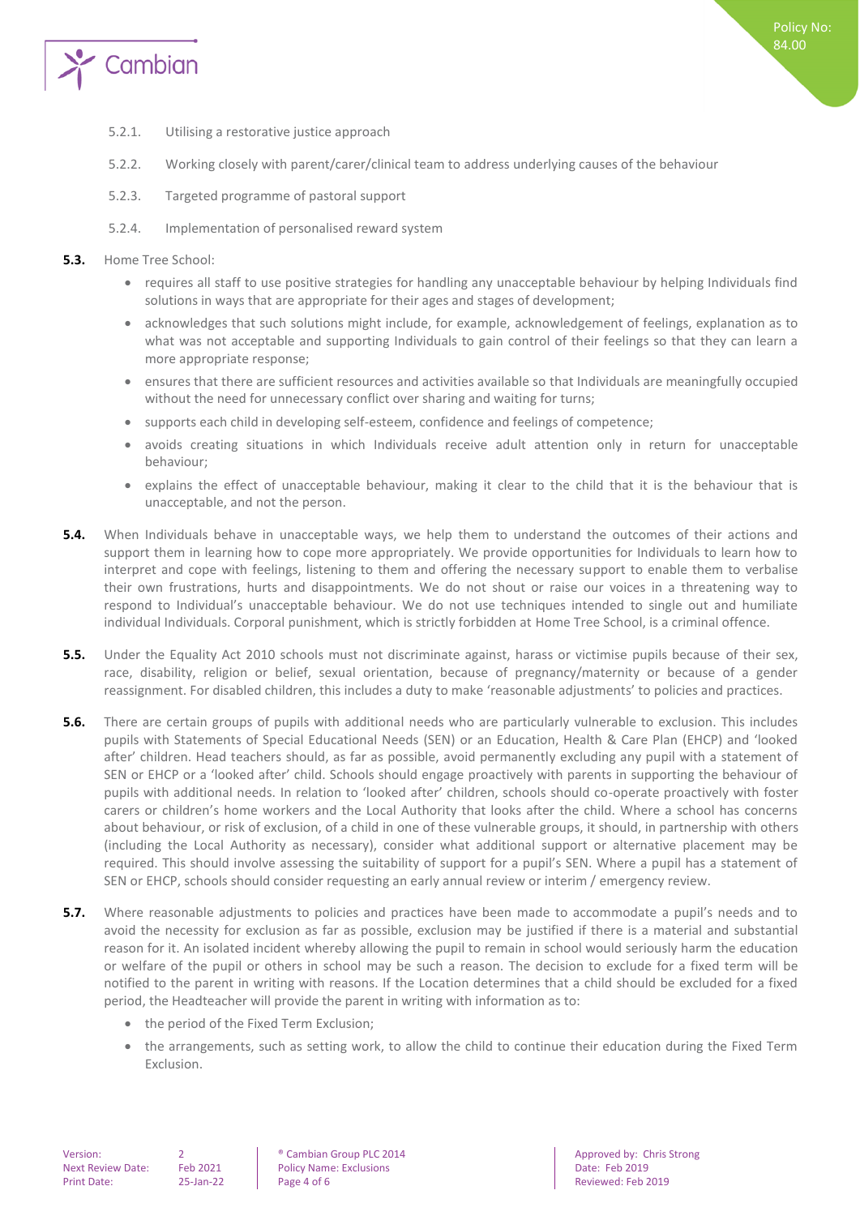5.2.1. Utilising a restorative justice approach

5.2.2. Working closely with parent/carer/clinical team to address underlying causes of the behaviour

5.2.3. Targeted programme of pastoral support

5.2.4. Implementation of personalised reward system

**5.3.** Home Tree School:

- requires all staff to use positive strategies for handling any unacceptable behaviour by helping Individuals find solutions in ways that are appropriate for their ages and stages of development;
- acknowledges that such solutions might include, for example, acknowledgement of feelings, explanation as to what was not acceptable and supporting Individuals to gain control of their feelings so that they can learn a more appropriate response;
- ensures that there are sufficient resources and activities available so that Individuals are meaningfully occupied without the need for unnecessary conflict over sharing and waiting for turns;
- supports each child in developing self-esteem, confidence and feelings of competence;
- avoids creating situations in which Individuals receive adult attention only in return for unacceptable behaviour;
- explains the effect of unacceptable behaviour, making it clear to the child that it is the behaviour that is unacceptable, and not the person.

**5.4.** When Individuals behave in unacceptable ways, we help them to understand the outcomes of their actions and support them in learning how to cope more appropriately. We provide opportunities for Individuals to learn how to interpret and cope with feelings, listening to them and offering the necessary support to enable them to verbalise their own frustrations, hurts and disappointments. We do not shout or raise our voices in a threatening way to respond to Individual's unacceptable behaviour. We do not use techniques intended to single out and humiliate individual Individuals. Corporal punishment, which is strictly forbidden at Home Tree School, is a criminal offence.

**5.5.** Under the Equality Act 2010 schools must not discriminate against, harass or victimise pupils because of their sex, race, disability, religion or belief, sexual orientation, because of pregnancy/maternity or because of a gender reassignment. For disabled children, this includes a duty to make 'reasonable adjustments' to policies and practices.

**5.6.** There are certain groups of pupils with additional needs who are particularly vulnerable to exclusion. This includes pupils with Statements of Special Educational Needs (SEN) or an Education, Health & Care Plan (EHCP) and 'looked after' children. Head teachers should, as far as possible, avoid permanently excluding any pupil with a statement of SEN or EHCP or a 'looked after' child. Schools should engage proactively with parents in supporting the behaviour of pupils with additional needs. In relation to 'looked after' children, schools should co-operate proactively with foster carers or children's home workers and the Local Authority that looks after the child. Where a school has concerns about behaviour, or risk of exclusion, of a child in one of these vulnerable groups, it should, in partnership with others (including the Local Authority as necessary), consider what additional support or alternative placement may be required. This should involve assessing the suitability of support for a pupil's SEN. Where a pupil has a statement of SEN or EHCP, schools should consider requesting an early annual review or interim / emergency review.

**5.7.** Where reasonable adjustments to policies and practices have been made to accommodate a pupil's needs and to avoid the necessity for exclusion as far as possible, exclusion may be justified if there is a material and substantial reason for it. An isolated incident whereby allowing the pupil to remain in school would seriously harm the education or welfare of the pupil or others in school may be such a reason. The decision to exclude for a fixed term will be notified to the parent in writing with reasons. If the Location determines that a child should be excluded for a fixed period, the Headteacher will provide the parent in writing with information as to:

- the period of the Fixed Term Exclusion;
- the arrangements, such as setting work, to allow the child to continue their education during the Fixed Term Exclusion.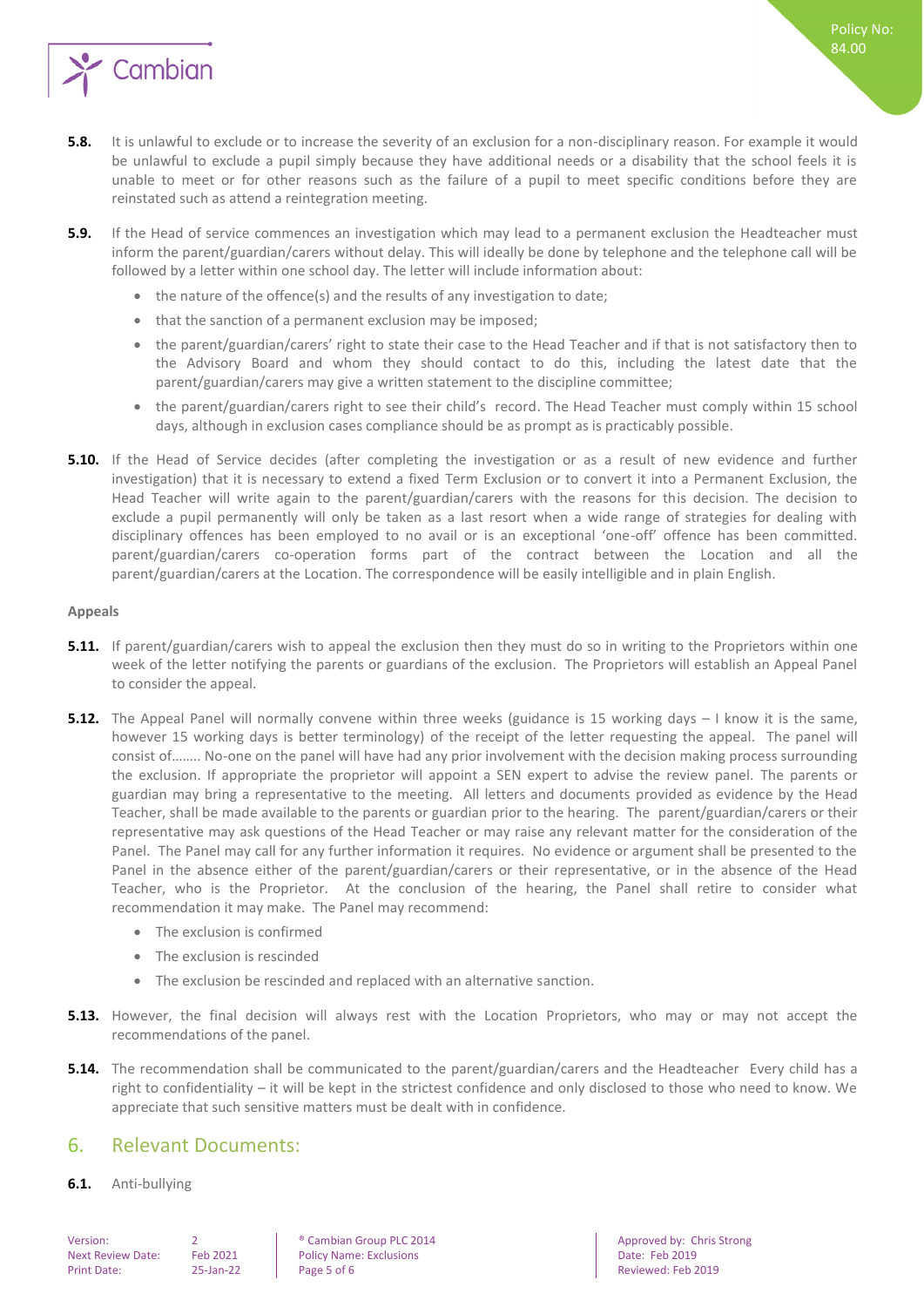**5.8.** It is unlawful to exclude or to increase the severity of an exclusion for a non-disciplinary reason. For example it would be unlawful to exclude a pupil simply because they have additional needs or a disability that the school feels it is unable to meet or for other reasons such as the failure of a pupil to meet specific conditions before they are reinstated such as attend a reintegration meeting.

**5.9.** If the Head of service commences an investigation which may lead to a permanent exclusion the Headteacher must inform the parent/guardian/carers without delay. This will ideally be done by telephone and the telephone call will be followed by a letter within one school day. The letter will include information about:

- the nature of the offence(s) and the results of any investigation to date;
- that the sanction of a permanent exclusion may be imposed;
- the parent/guardian/carers' right to state their case to the Head Teacher and if that is not satisfactory then to the Advisory Board and whom they should contact to do this, including the latest date that the parent/guardian/carers may give a written statement to the discipline committee;
- the parent/guardian/carers right to see their child's record. The Head Teacher must comply within 15 school days, although in exclusion cases compliance should be as prompt as is practicably possible.

**5.10.** If the Head of Service decides (after completing the investigation or as a result of new evidence and further investigation) that it is necessary to extend a fixed Term Exclusion or to convert it into a Permanent Exclusion, the Head Teacher will write again to the parent/guardian/carers with the reasons for this decision. The decision to exclude a pupil permanently will only be taken as a last resort when a wide range of strategies for dealing with disciplinary offences has been employed to no avail or is an exceptional 'one-off' offence has been committed. parent/guardian/carers co-operation forms part of the contract between the Location and all the parent/guardian/carers at the Location. The correspondence will be easily intelligible and in plain English.

**Appeals**

**5.11.** If parent/guardian/carers wish to appeal the exclusion then they must do so in writing to the Proprietors within one week of the letter notifying the parents or guardians of the exclusion. The Proprietors will establish an Appeal Panel to consider the appeal.

**5.12.** The Appeal Panel will normally convene within three weeks (guidance is 15 working days – I know it is the same, however 15 working days is better terminology) of the receipt of the letter requesting the appeal. The panel will consist of…….. No-one on the panel will have had any prior involvement with the decision making process surrounding the exclusion. If appropriate the proprietor will appoint a SEN expert to advise the review panel. The parents or guardian may bring a representative to the meeting. All letters and documents provided as evidence by the Head Teacher, shall be made available to the parents or guardian prior to the hearing. The parent/guardian/carers or their representative may ask questions of the Head Teacher or may raise any relevant matter for the consideration of the Panel. The Panel may call for any further information it requires. No evidence or argument shall be presented to the Panel in the absence either of the parent/guardian/carers or their representative, or in the absence of the Head Teacher, who is the Proprietor. At the conclusion of the hearing, the Panel shall retire to consider what recommendation it may make. The Panel may recommend:

- The exclusion is confirmed
- The exclusion is rescinded
- The exclusion be rescinded and replaced with an alternative sanction.

**5.13.** However, the final decision will always rest with the Location Proprietors, who may or may not accept the recommendations of the panel.

**5.14.** The recommendation shall be communicated to the parent/guardian/carers and the Headteacher Every child has a right to confidentiality – it will be kept in the strictest confidence and only disclosed to those who need to know. We appreciate that such sensitive matters must be dealt with in confidence.

## 6. Relevant Documents:

**6.1.** Anti-bullying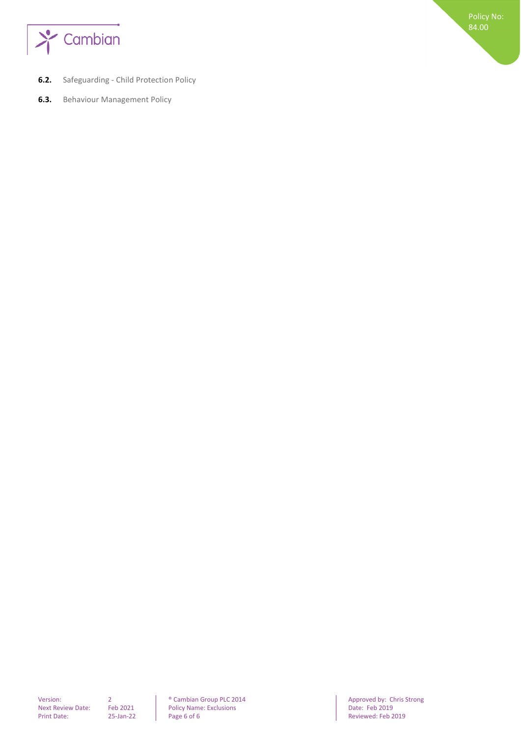**6.2.** Safeguarding - Child Protection Policy

**6.3.** Behaviour Management Policy